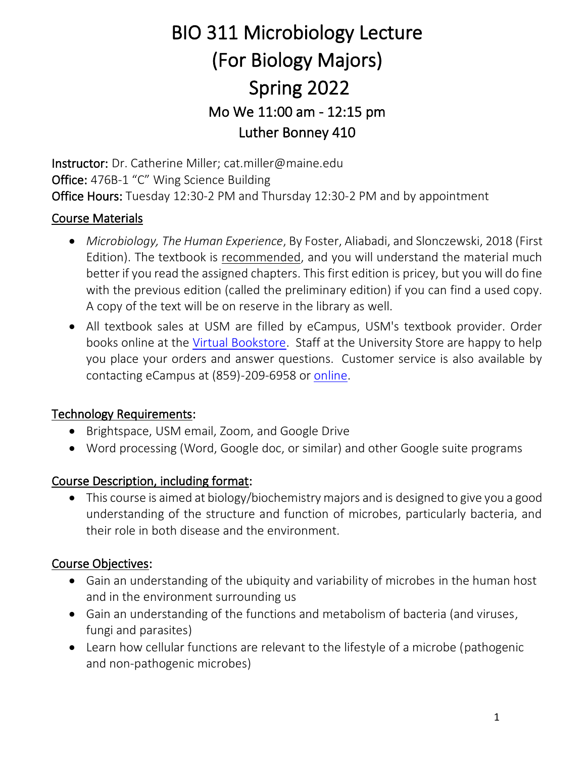# BIO 311 Microbiology Lecture (For Biology Majors) Spring 2022

## Mo We 11:00 am - 12:15 pm
## Luther Bonney 410

**Instructor:** Dr. Catherine Miller; cat.miller@maine.edu
**Office:** 476B-1 "C" Wing Science Building
**Office Hours:** Tuesday 12:30-2 PM and Thursday 12:30-2 PM and by appointment

### Course Materials

- *Microbiology, The Human Experience*, By Foster, Aliabadi, and Slonczewski, 2018 (First Edition). The textbook is recommended, and you will understand the material much better if you read the assigned chapters. This first edition is pricey, but you will do fine with the previous edition (called the preliminary edition) if you can find a used copy. A copy of the text will be on reserve in the library as well.
- All textbook sales at USM are filled by eCampus, USM's textbook provider. Order books online at the Virtual Bookstore. Staff at the University Store are happy to help you place your orders and answer questions. Customer service is also available by contacting eCampus at (859)-209-6958 or online.

### Technology Requirements:

- Brightspace, USM email, Zoom, and Google Drive
- Word processing (Word, Google doc, or similar) and other Google suite programs

### Course Description, including format:

- This course is aimed at biology/biochemistry majors and is designed to give you a good understanding of the structure and function of microbes, particularly bacteria, and their role in both disease and the environment.

### Course Objectives:

- Gain an understanding of the ubiquity and variability of microbes in the human host and in the environment surrounding us
- Gain an understanding of the functions and metabolism of bacteria (and viruses, fungi and parasites)
- Learn how cellular functions are relevant to the lifestyle of a microbe (pathogenic and non-pathogenic microbes)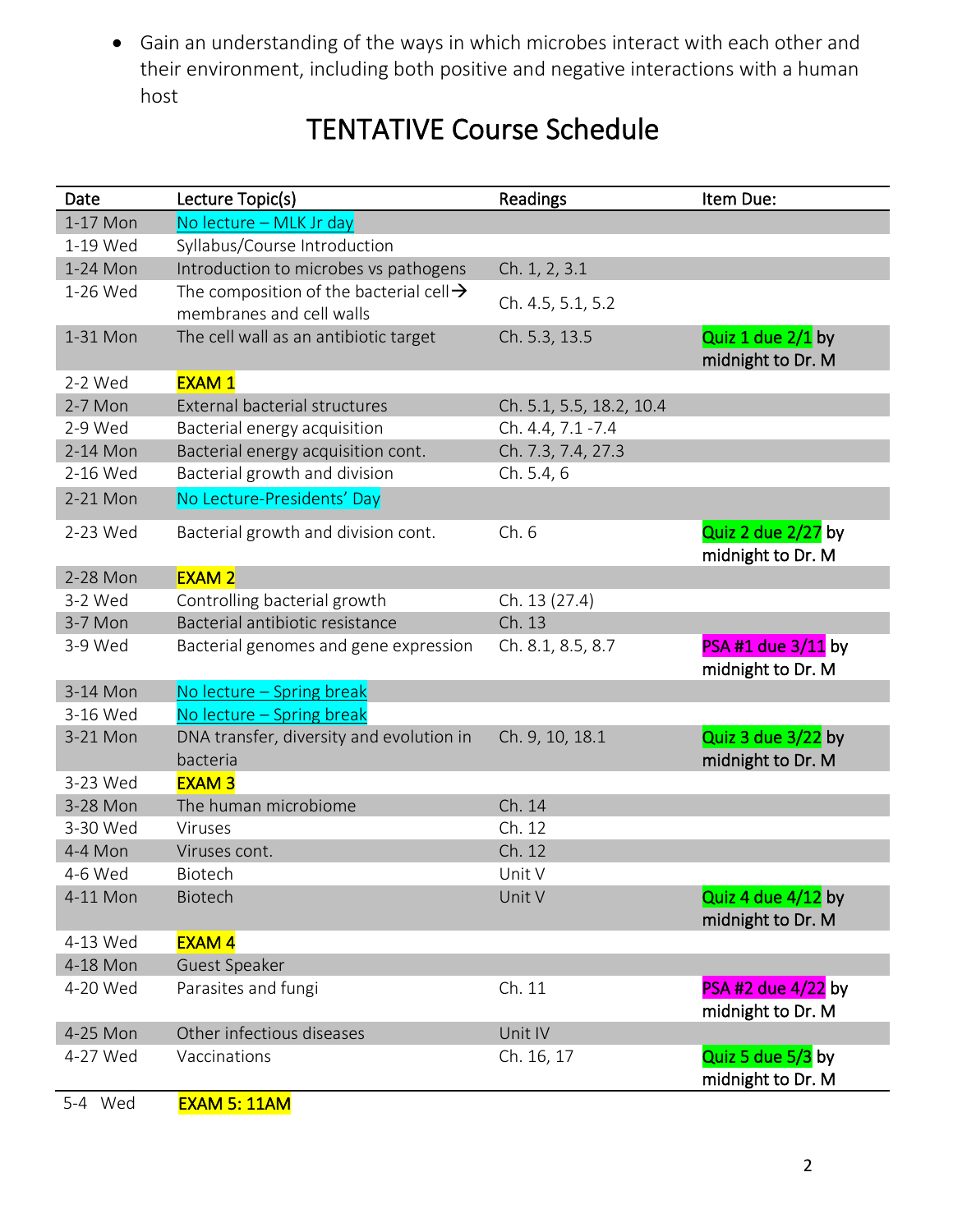- Gain an understanding of the ways in which microbes interact with each other and their environment, including both positive and negative interactions with a human host

# TENTATIVE Course Schedule

| Date | Lecture Topic(s) | Readings | Item Due: |
|---|---|---|---|
| 1-17 Mon | No lecture – MLK Jr day | | |
| 1-19 Wed | Syllabus/Course Introduction | | |
| 1-24 Mon | Introduction to microbes vs pathogens | Ch. 1, 2, 3.1 | |
| 1-26 Wed | The composition of the bacterial cell→ membranes and cell walls | Ch. 4.5, 5.1, 5.2 | |
| 1-31 Mon | The cell wall as an antibiotic target | Ch. 5.3, 13.5 | Quiz 1 due 2/1 by midnight to Dr. M |
| 2-2 Wed | EXAM 1 | | |
| 2-7 Mon | External bacterial structures | Ch. 5.1, 5.5, 18.2, 10.4 | |
| 2-9 Wed | Bacterial energy acquisition | Ch. 4.4, 7.1 -7.4 | |
| 2-14 Mon | Bacterial energy acquisition cont. | Ch. 7.3, 7.4, 27.3 | |
| 2-16 Wed | Bacterial growth and division | Ch. 5.4, 6 | |
| 2-21 Mon | No Lecture-Presidents' Day | | |
| 2-23 Wed | Bacterial growth and division cont. | Ch. 6 | Quiz 2 due 2/27 by midnight to Dr. M |
| 2-28 Mon | EXAM 2 | | |
| 3-2 Wed | Controlling bacterial growth | Ch. 13 (27.4) | |
| 3-7 Mon | Bacterial antibiotic resistance | Ch. 13 | |
| 3-9 Wed | Bacterial genomes and gene expression | Ch. 8.1, 8.5, 8.7 | PSA #1 due 3/11 by midnight to Dr. M |
| 3-14 Mon | No lecture – Spring break | | |
| 3-16 Wed | No lecture – Spring break | | |
| 3-21 Mon | DNA transfer, diversity and evolution in bacteria | Ch. 9, 10, 18.1 | Quiz 3 due 3/22 by midnight to Dr. M |
| 3-23 Wed | EXAM 3 | | |
| 3-28 Mon | The human microbiome | Ch. 14 | |
| 3-30 Wed | Viruses | Ch. 12 | |
| 4-4 Mon | Viruses cont. | Ch. 12 | |
| 4-6 Wed | Biotech | Unit V | |
| 4-11 Mon | Biotech | Unit V | Quiz 4 due 4/12 by midnight to Dr. M |
| 4-13 Wed | EXAM 4 | | |
| 4-18 Mon | Guest Speaker | | |
| 4-20 Wed | Parasites and fungi | Ch. 11 | PSA #2 due 4/22 by midnight to Dr. M |
| 4-25 Mon | Other infectious diseases | Unit IV | |
| 4-27 Wed | Vaccinations | Ch. 16, 17 | Quiz 5 due 5/3 by midnight to Dr. M |
| 5-4 Wed | EXAM 5: 11AM | | |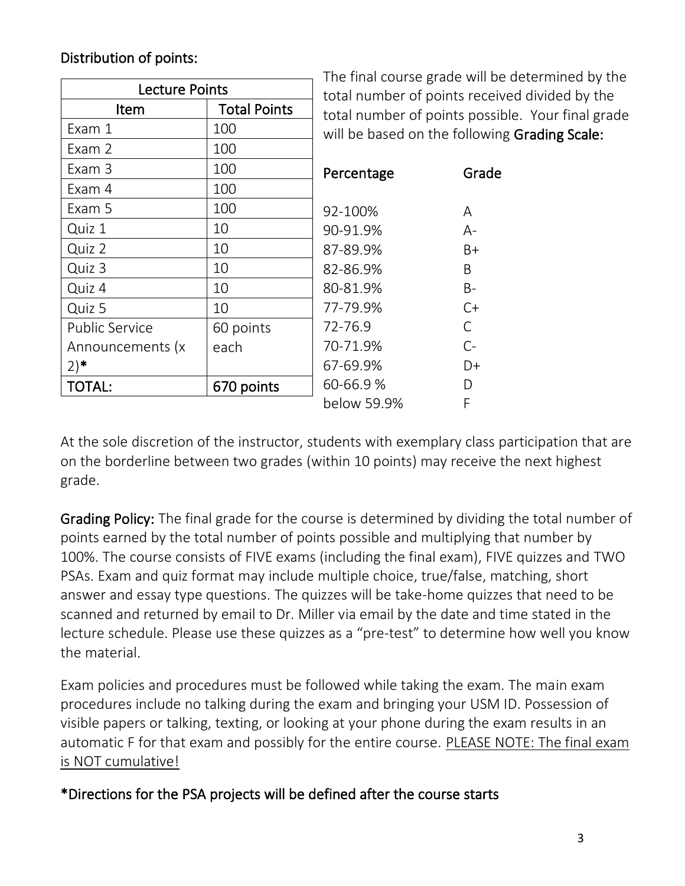Distribution of points:

| Lecture Points | |
|---|---|
| Item | Total Points |
| Exam 1 | 100 |
| Exam 2 | 100 |
| Exam 3 | 100 |
| Exam 4 | 100 |
| Exam 5 | 100 |
| Quiz 1 | 10 |
| Quiz 2 | 10 |
| Quiz 3 | 10 |
| Quiz 4 | 10 |
| Quiz 5 | 10 |
| Public Service Announcements (x 2)* | 60 points each |
| TOTAL: | 670 points |

The final course grade will be determined by the total number of points received divided by the total number of points possible. Your final grade will be based on the following **Grading Scale:**

| Percentage | Grade |
|---|---|
| 92-100% | A |
| 90-91.9% | A- |
| 87-89.9% | B+ |
| 82-86.9% | B |
| 80-81.9% | B- |
| 77-79.9% | C+ |
| 72-76.9 | C |
| 70-71.9% | C- |
| 67-69.9% | D+ |
| 60-66.9 % | D |
| below 59.9% | F |

At the sole discretion of the instructor, students with exemplary class participation that are on the borderline between two grades (within 10 points) may receive the next highest grade.

**Grading Policy:** The final grade for the course is determined by dividing the total number of points earned by the total number of points possible and multiplying that number by 100%. The course consists of FIVE exams (including the final exam), FIVE quizzes and TWO PSAs. Exam and quiz format may include multiple choice, true/false, matching, short answer and essay type questions. The quizzes will be take-home quizzes that need to be scanned and returned by email to Dr. Miller via email by the date and time stated in the lecture schedule. Please use these quizzes as a "pre-test" to determine how well you know the material.

Exam policies and procedures must be followed while taking the exam. The main exam procedures include no talking during the exam and bringing your USM ID. Possession of visible papers or talking, texting, or looking at your phone during the exam results in an automatic F for that exam and possibly for the entire course. <u>PLEASE NOTE: The final exam is NOT cumulative!</u>

**\*Directions for the PSA projects will be defined after the course starts**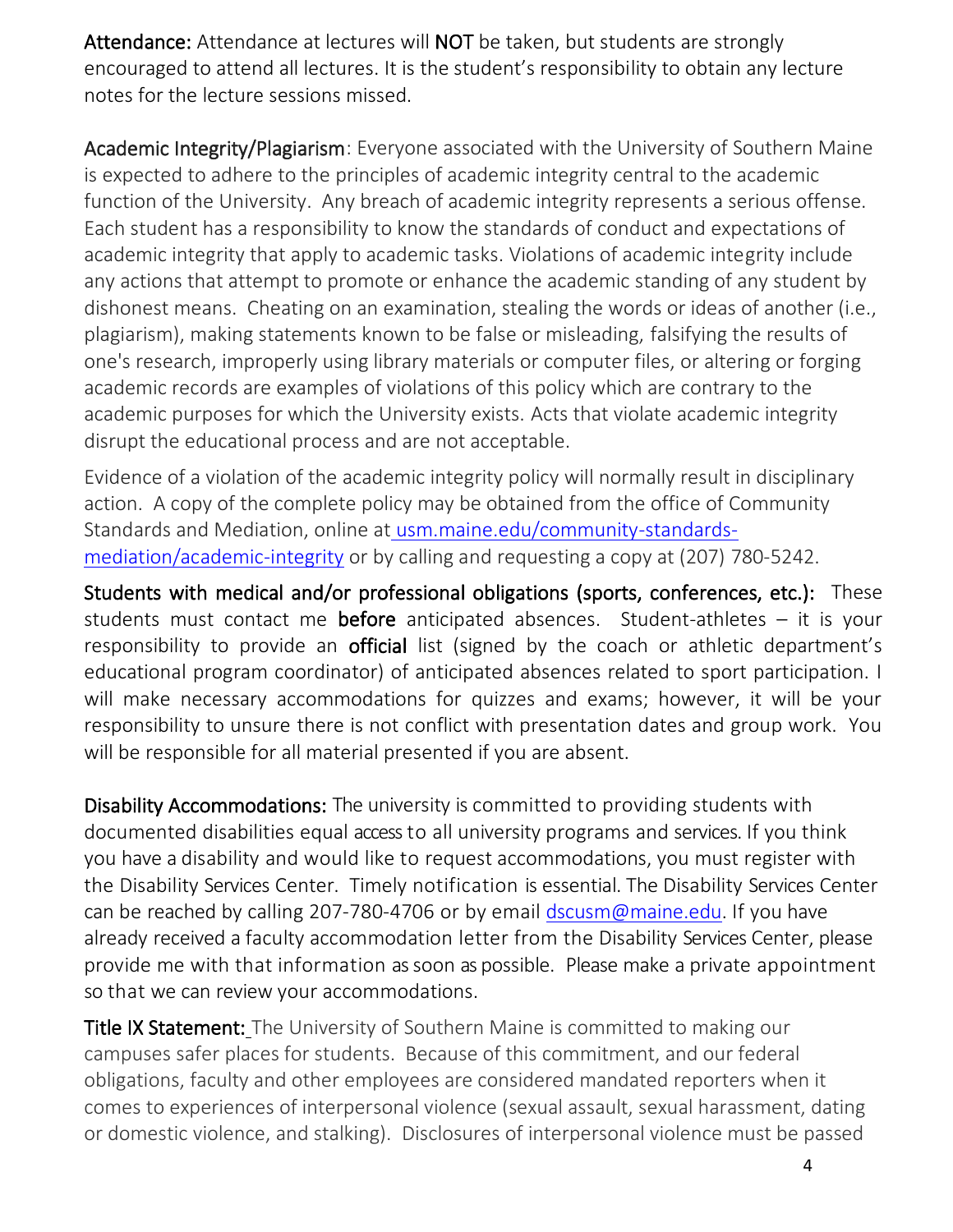**Attendance:** Attendance at lectures will **NOT** be taken, but students are strongly encouraged to attend all lectures. It is the student's responsibility to obtain any lecture notes for the lecture sessions missed.

**Academic Integrity/Plagiarism**: Everyone associated with the University of Southern Maine is expected to adhere to the principles of academic integrity central to the academic function of the University. Any breach of academic integrity represents a serious offense. Each student has a responsibility to know the standards of conduct and expectations of academic integrity that apply to academic tasks. Violations of academic integrity include any actions that attempt to promote or enhance the academic standing of any student by dishonest means. Cheating on an examination, stealing the words or ideas of another (i.e., plagiarism), making statements known to be false or misleading, falsifying the results of one's research, improperly using library materials or computer files, or altering or forging academic records are examples of violations of this policy which are contrary to the academic purposes for which the University exists. Acts that violate academic integrity disrupt the educational process and are not acceptable.

Evidence of a violation of the academic integrity policy will normally result in disciplinary action. A copy of the complete policy may be obtained from the office of Community Standards and Mediation, online at usm.maine.edu/community-standards-mediation/academic-integrity or by calling and requesting a copy at (207) 780-5242.

**Students with medical and/or professional obligations (sports, conferences, etc.):** These students must contact me **before** anticipated absences. Student-athletes – it is your responsibility to provide an **official** list (signed by the coach or athletic department's educational program coordinator) of anticipated absences related to sport participation. I will make necessary accommodations for quizzes and exams; however, it will be your responsibility to unsure there is not conflict with presentation dates and group work. You will be responsible for all material presented if you are absent.

**Disability Accommodations:** The university is committed to providing students with documented disabilities equal access to all university programs and services. If you think you have a disability and would like to request accommodations, you must register with the Disability Services Center. Timely notification is essential. The Disability Services Center can be reached by calling 207-780-4706 or by email dscusm@maine.edu. If you have already received a faculty accommodation letter from the Disability Services Center, please provide me with that information as soon as possible. Please make a private appointment so that we can review your accommodations.

**Title IX Statement:** The University of Southern Maine is committed to making our campuses safer places for students. Because of this commitment, and our federal obligations, faculty and other employees are considered mandated reporters when it comes to experiences of interpersonal violence (sexual assault, sexual harassment, dating or domestic violence, and stalking). Disclosures of interpersonal violence must be passed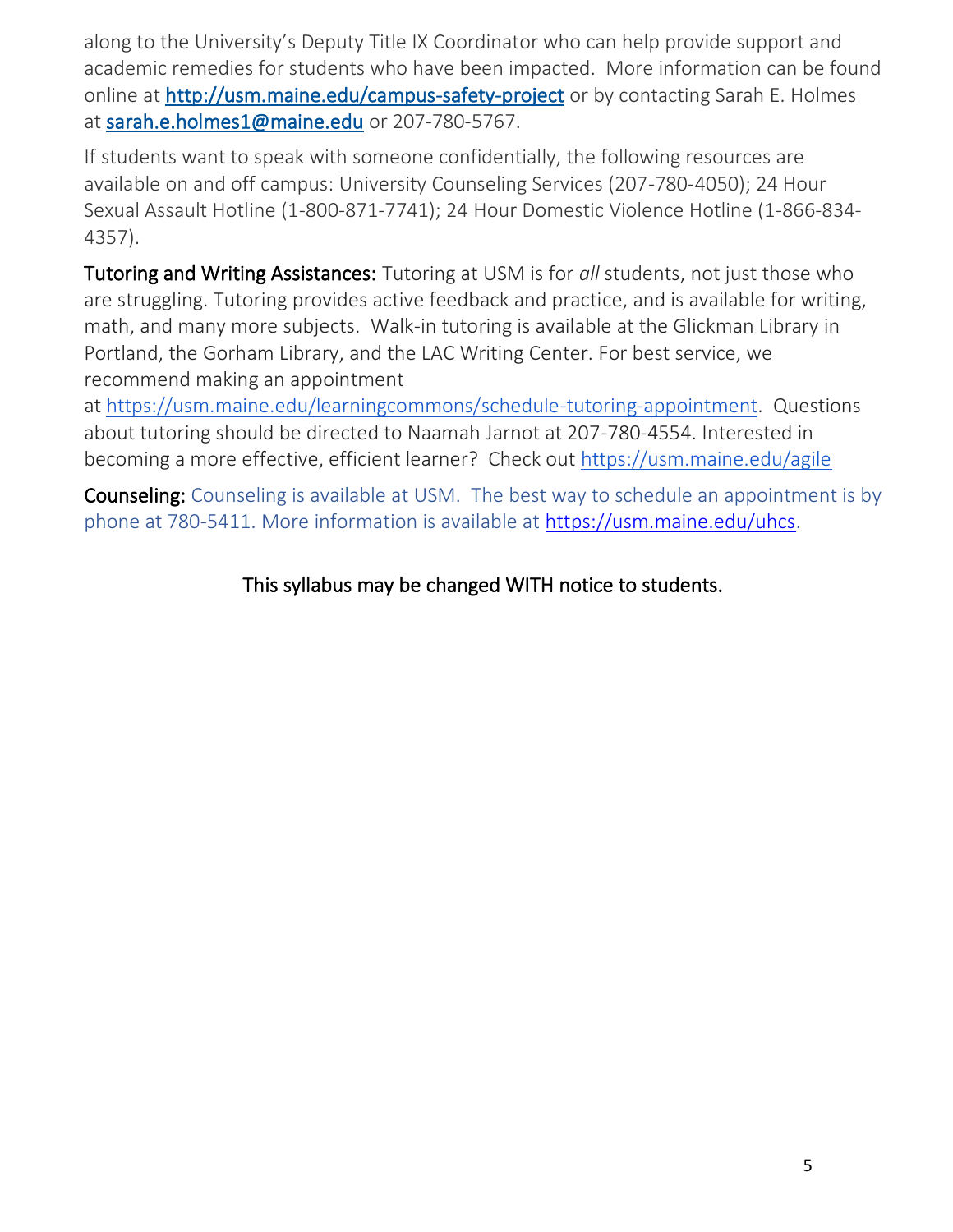along to the University's Deputy Title IX Coordinator who can help provide support and academic remedies for students who have been impacted. More information can be found online at **http://usm.maine.edu/campus-safety-project** or by contacting Sarah E. Holmes at **sarah.e.holmes1@maine.edu** or 207-780-5767.

If students want to speak with someone confidentially, the following resources are available on and off campus: University Counseling Services (207-780-4050); 24 Hour Sexual Assault Hotline (1-800-871-7741); 24 Hour Domestic Violence Hotline (1-866-834-4357).

**Tutoring and Writing Assistances:** Tutoring at USM is for *all* students, not just those who are struggling. Tutoring provides active feedback and practice, and is available for writing, math, and many more subjects. Walk-in tutoring is available at the Glickman Library in Portland, the Gorham Library, and the LAC Writing Center. For best service, we recommend making an appointment at https://usm.maine.edu/learningcommons/schedule-tutoring-appointment. Questions about tutoring should be directed to Naamah Jarnot at 207-780-4554. Interested in becoming a more effective, efficient learner? Check out https://usm.maine.edu/agile

**Counseling:** Counseling is available at USM. The best way to schedule an appointment is by phone at 780-5411. More information is available at https://usm.maine.edu/uhcs.

This syllabus may be changed WITH notice to students.